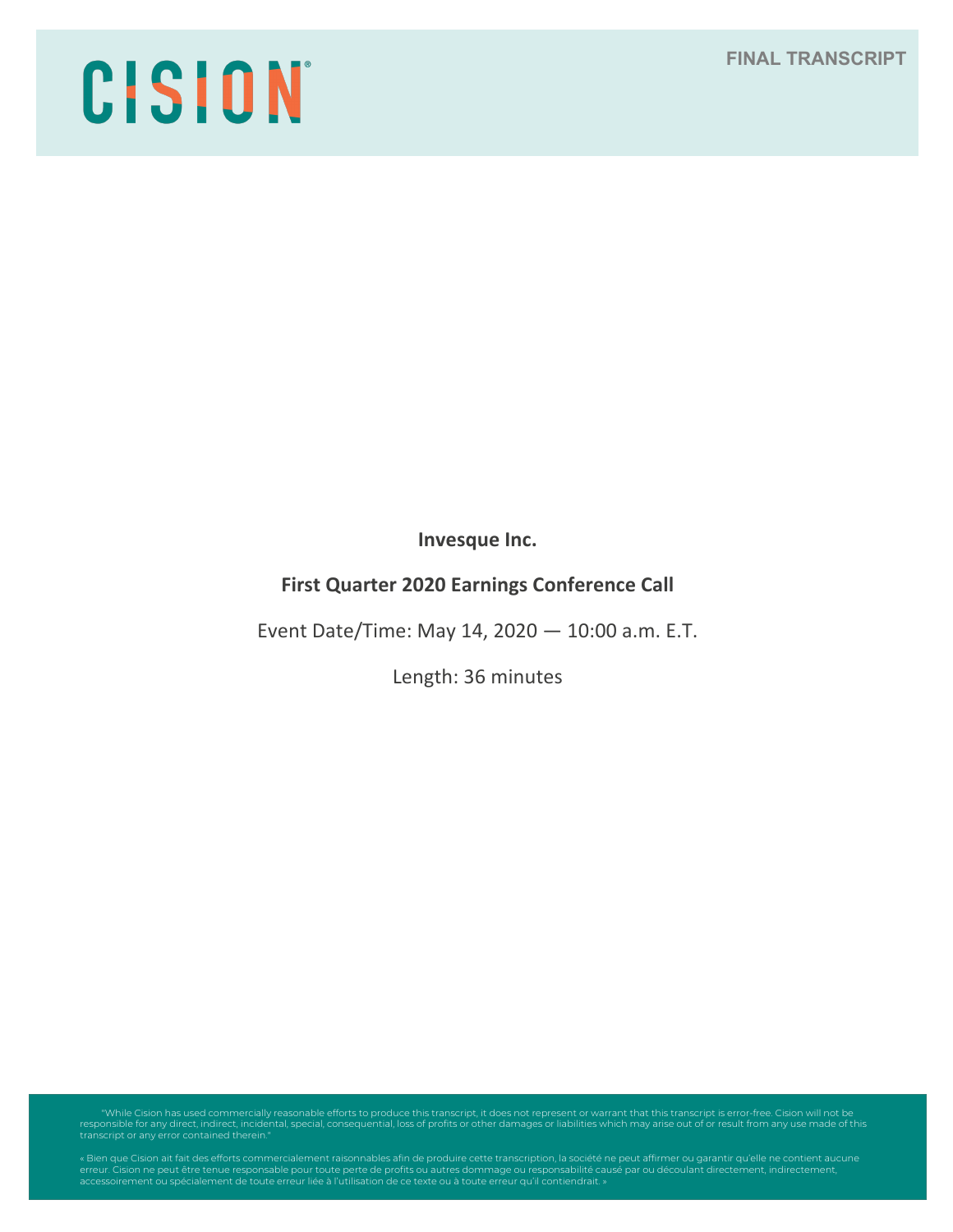CISION

FINAL TRANSCRIPT

**Invesque Inc.**

**First Quarter 2020 Earnings Conference Call**

Event Date/Time: May 14, 2020 — 10:00 a.m. E.T.

Length: 36 minutes

"While Cision has used commercially reasonable efforts to produce this transcript, it does not represent or warrant that this transcript is error-free. Cision will not be responsible for any direct, indirect, incidental, special, consequential, loss of profits or other damages or liabilities which may arise out of or result from any use made of this transcript or any error contained therein."

« Bien que Cision ait fait des efforts commercialement raisonnables afin de produire cette transcription, la société ne peut affirmer ou garantir qu'elle ne contient aucune erreur. Cision ne peut être tenue responsable pour toute perte de profits ou autres dommage ou responsabilité causé par ou découlant directement, indirectement, accessoirement ou spécialement de toute erreur liée à l'utilisation de ce texte ou à toute erreur qu'il contiendrait. »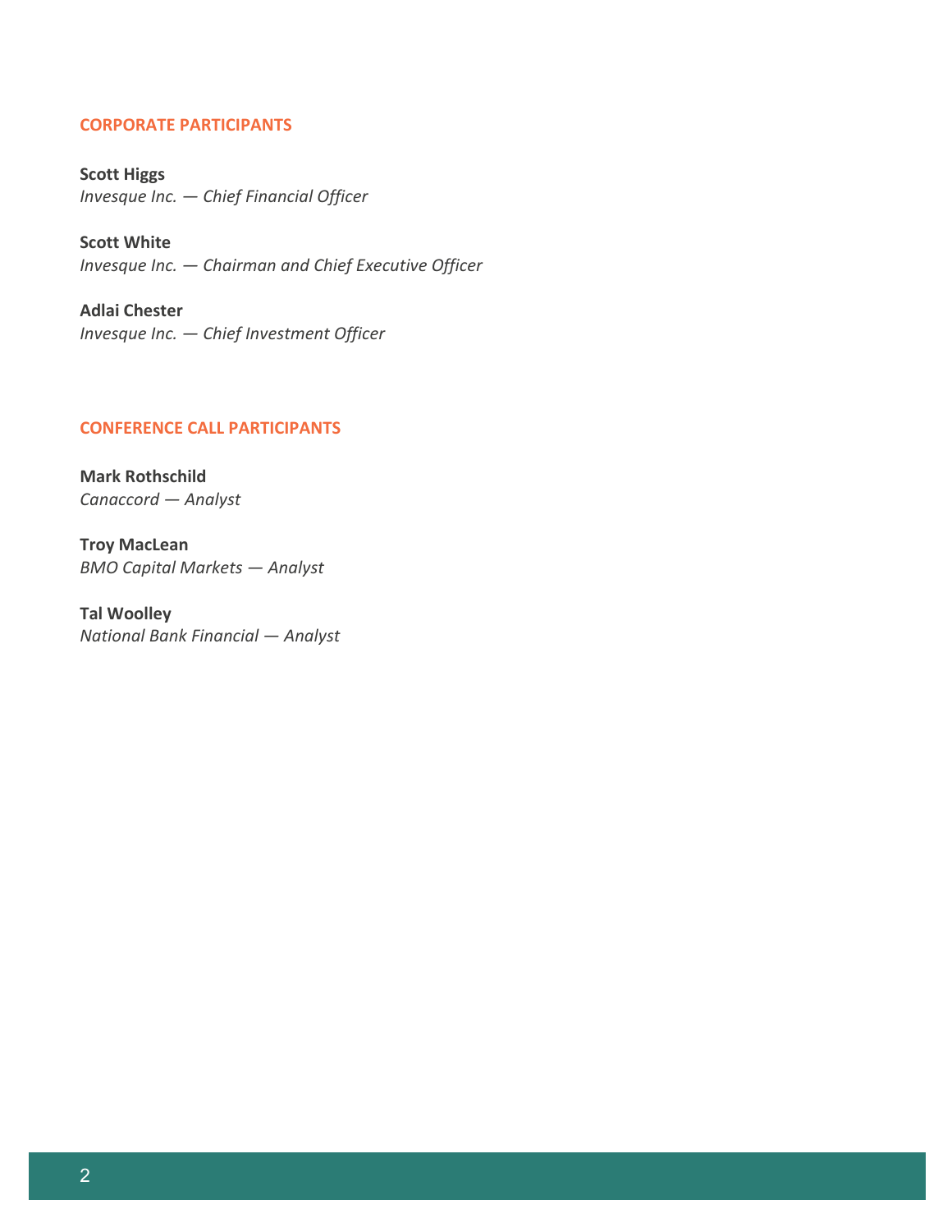## CORPORATE PARTICIPANTS

**Scott Higgs**
*Invesque Inc. — Chief Financial Officer*

**Scott White**
*Invesque Inc. — Chairman and Chief Executive Officer*

**Adlai Chester**
*Invesque Inc. — Chief Investment Officer*

## CONFERENCE CALL PARTICIPANTS

**Mark Rothschild**
*Canaccord — Analyst*

**Troy MacLean**
*BMO Capital Markets — Analyst*

**Tal Woolley**
*National Bank Financial — Analyst*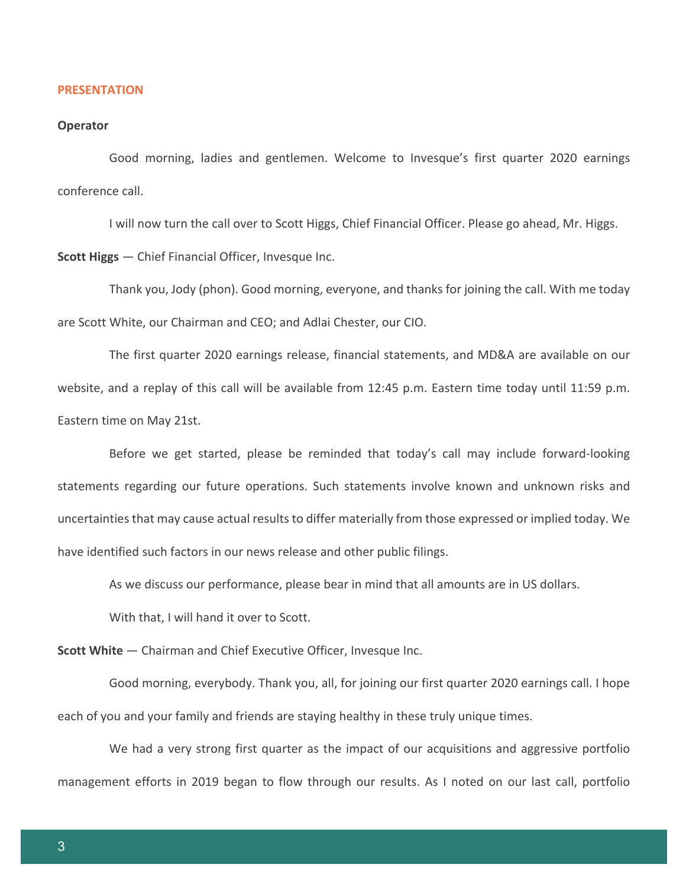## PRESENTATION

**Operator**

Good morning, ladies and gentlemen. Welcome to Invesque's first quarter 2020 earnings conference call.

I will now turn the call over to Scott Higgs, Chief Financial Officer. Please go ahead, Mr. Higgs.

**Scott Higgs** — Chief Financial Officer, Invesque Inc.

Thank you, Jody (phon). Good morning, everyone, and thanks for joining the call. With me today are Scott White, our Chairman and CEO; and Adlai Chester, our CIO.

The first quarter 2020 earnings release, financial statements, and MD&A are available on our website, and a replay of this call will be available from 12:45 p.m. Eastern time today until 11:59 p.m. Eastern time on May 21st.

Before we get started, please be reminded that today's call may include forward-looking statements regarding our future operations. Such statements involve known and unknown risks and uncertainties that may cause actual results to differ materially from those expressed or implied today. We have identified such factors in our news release and other public filings.

As we discuss our performance, please bear in mind that all amounts are in US dollars.

With that, I will hand it over to Scott.

**Scott White** — Chairman and Chief Executive Officer, Invesque Inc.

Good morning, everybody. Thank you, all, for joining our first quarter 2020 earnings call. I hope each of you and your family and friends are staying healthy in these truly unique times.

We had a very strong first quarter as the impact of our acquisitions and aggressive portfolio management efforts in 2019 began to flow through our results. As I noted on our last call, portfolio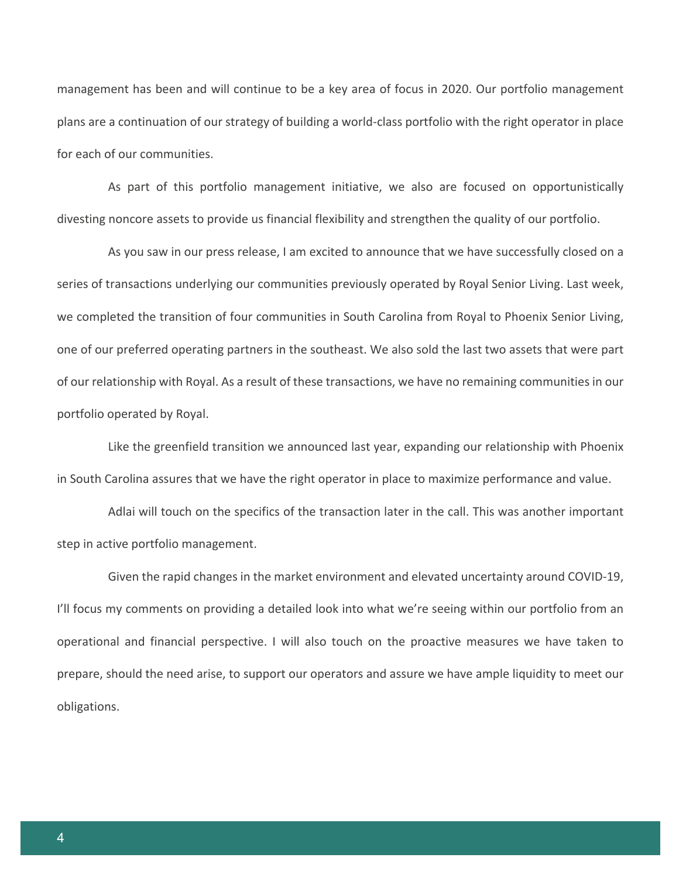management has been and will continue to be a key area of focus in 2020. Our portfolio management plans are a continuation of our strategy of building a world-class portfolio with the right operator in place for each of our communities.

As part of this portfolio management initiative, we also are focused on opportunistically divesting noncore assets to provide us financial flexibility and strengthen the quality of our portfolio.

As you saw in our press release, I am excited to announce that we have successfully closed on a series of transactions underlying our communities previously operated by Royal Senior Living. Last week, we completed the transition of four communities in South Carolina from Royal to Phoenix Senior Living, one of our preferred operating partners in the southeast. We also sold the last two assets that were part of our relationship with Royal. As a result of these transactions, we have no remaining communities in our portfolio operated by Royal.

Like the greenfield transition we announced last year, expanding our relationship with Phoenix in South Carolina assures that we have the right operator in place to maximize performance and value.

Adlai will touch on the specifics of the transaction later in the call. This was another important step in active portfolio management.

Given the rapid changes in the market environment and elevated uncertainty around COVID-19, I'll focus my comments on providing a detailed look into what we're seeing within our portfolio from an operational and financial perspective. I will also touch on the proactive measures we have taken to prepare, should the need arise, to support our operators and assure we have ample liquidity to meet our obligations.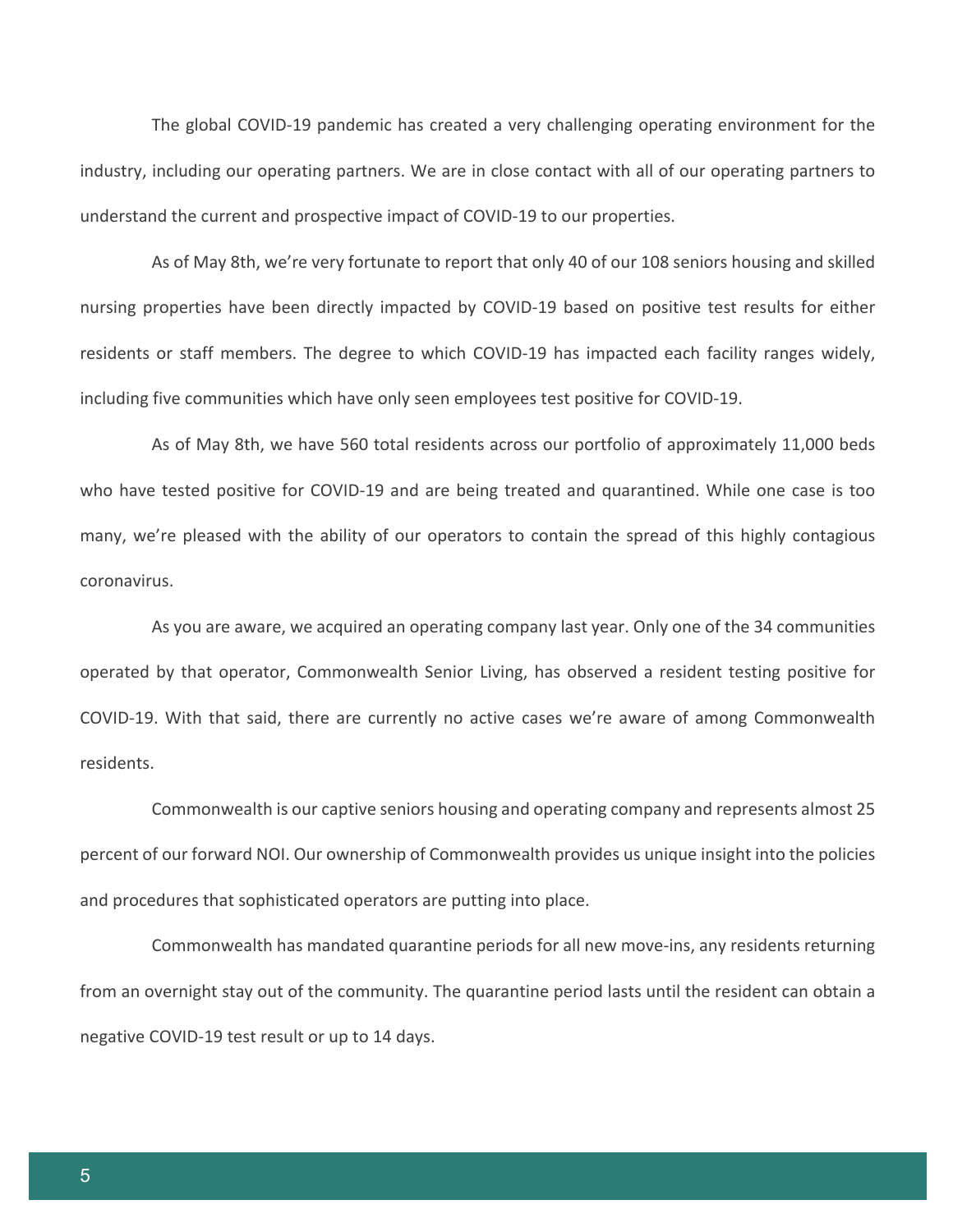The global COVID-19 pandemic has created a very challenging operating environment for the industry, including our operating partners. We are in close contact with all of our operating partners to understand the current and prospective impact of COVID-19 to our properties.

As of May 8th, we're very fortunate to report that only 40 of our 108 seniors housing and skilled nursing properties have been directly impacted by COVID-19 based on positive test results for either residents or staff members. The degree to which COVID-19 has impacted each facility ranges widely, including five communities which have only seen employees test positive for COVID-19.

As of May 8th, we have 560 total residents across our portfolio of approximately 11,000 beds who have tested positive for COVID-19 and are being treated and quarantined. While one case is too many, we're pleased with the ability of our operators to contain the spread of this highly contagious coronavirus.

As you are aware, we acquired an operating company last year. Only one of the 34 communities operated by that operator, Commonwealth Senior Living, has observed a resident testing positive for COVID-19. With that said, there are currently no active cases we're aware of among Commonwealth residents.

Commonwealth is our captive seniors housing and operating company and represents almost 25 percent of our forward NOI. Our ownership of Commonwealth provides us unique insight into the policies and procedures that sophisticated operators are putting into place.

Commonwealth has mandated quarantine periods for all new move-ins, any residents returning from an overnight stay out of the community. The quarantine period lasts until the resident can obtain a negative COVID-19 test result or up to 14 days.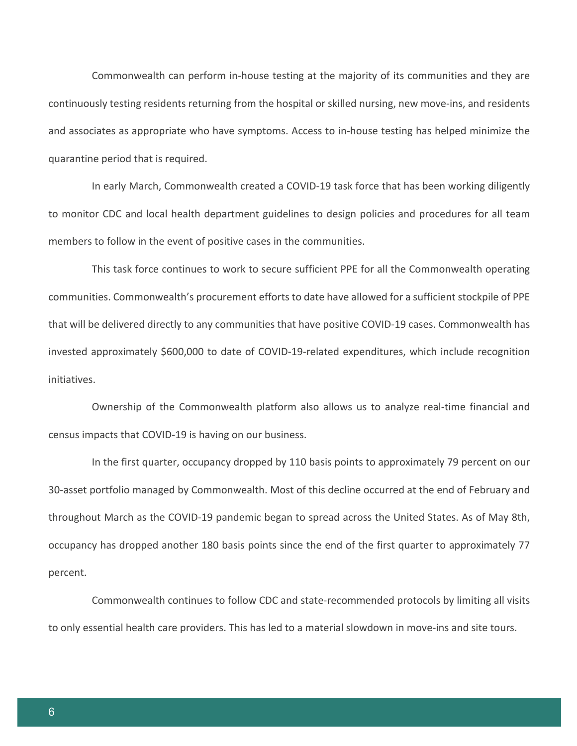Commonwealth can perform in-house testing at the majority of its communities and they are continuously testing residents returning from the hospital or skilled nursing, new move-ins, and residents and associates as appropriate who have symptoms. Access to in-house testing has helped minimize the quarantine period that is required.

In early March, Commonwealth created a COVID-19 task force that has been working diligently to monitor CDC and local health department guidelines to design policies and procedures for all team members to follow in the event of positive cases in the communities.

This task force continues to work to secure sufficient PPE for all the Commonwealth operating communities. Commonwealth's procurement efforts to date have allowed for a sufficient stockpile of PPE that will be delivered directly to any communities that have positive COVID-19 cases. Commonwealth has invested approximately $600,000 to date of COVID-19-related expenditures, which include recognition initiatives.

Ownership of the Commonwealth platform also allows us to analyze real-time financial and census impacts that COVID-19 is having on our business.

In the first quarter, occupancy dropped by 110 basis points to approximately 79 percent on our 30-asset portfolio managed by Commonwealth. Most of this decline occurred at the end of February and throughout March as the COVID-19 pandemic began to spread across the United States. As of May 8th, occupancy has dropped another 180 basis points since the end of the first quarter to approximately 77 percent.

Commonwealth continues to follow CDC and state-recommended protocols by limiting all visits to only essential health care providers. This has led to a material slowdown in move-ins and site tours.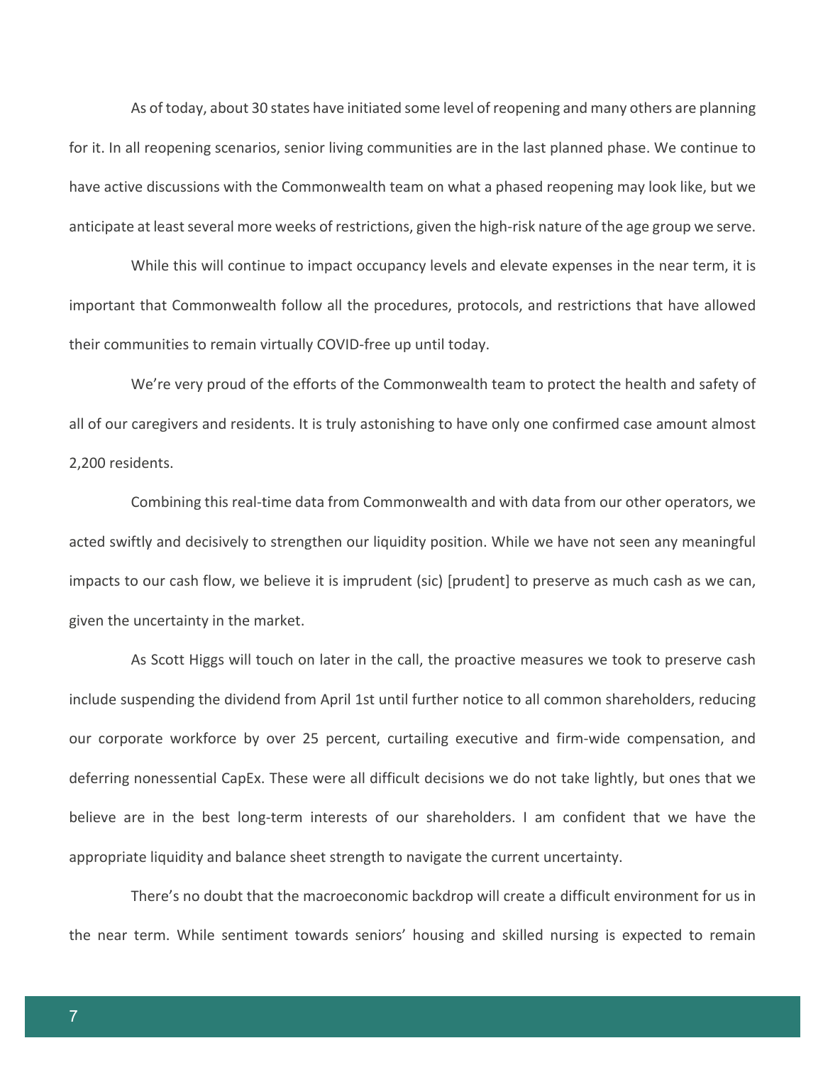As of today, about 30 states have initiated some level of reopening and many others are planning for it. In all reopening scenarios, senior living communities are in the last planned phase. We continue to have active discussions with the Commonwealth team on what a phased reopening may look like, but we anticipate at least several more weeks of restrictions, given the high-risk nature of the age group we serve.

While this will continue to impact occupancy levels and elevate expenses in the near term, it is important that Commonwealth follow all the procedures, protocols, and restrictions that have allowed their communities to remain virtually COVID-free up until today.

We're very proud of the efforts of the Commonwealth team to protect the health and safety of all of our caregivers and residents. It is truly astonishing to have only one confirmed case amount almost 2,200 residents.

Combining this real-time data from Commonwealth and with data from our other operators, we acted swiftly and decisively to strengthen our liquidity position. While we have not seen any meaningful impacts to our cash flow, we believe it is imprudent (sic) [prudent] to preserve as much cash as we can, given the uncertainty in the market.

As Scott Higgs will touch on later in the call, the proactive measures we took to preserve cash include suspending the dividend from April 1st until further notice to all common shareholders, reducing our corporate workforce by over 25 percent, curtailing executive and firm-wide compensation, and deferring nonessential CapEx. These were all difficult decisions we do not take lightly, but ones that we believe are in the best long-term interests of our shareholders. I am confident that we have the appropriate liquidity and balance sheet strength to navigate the current uncertainty.

There's no doubt that the macroeconomic backdrop will create a difficult environment for us in the near term. While sentiment towards seniors' housing and skilled nursing is expected to remain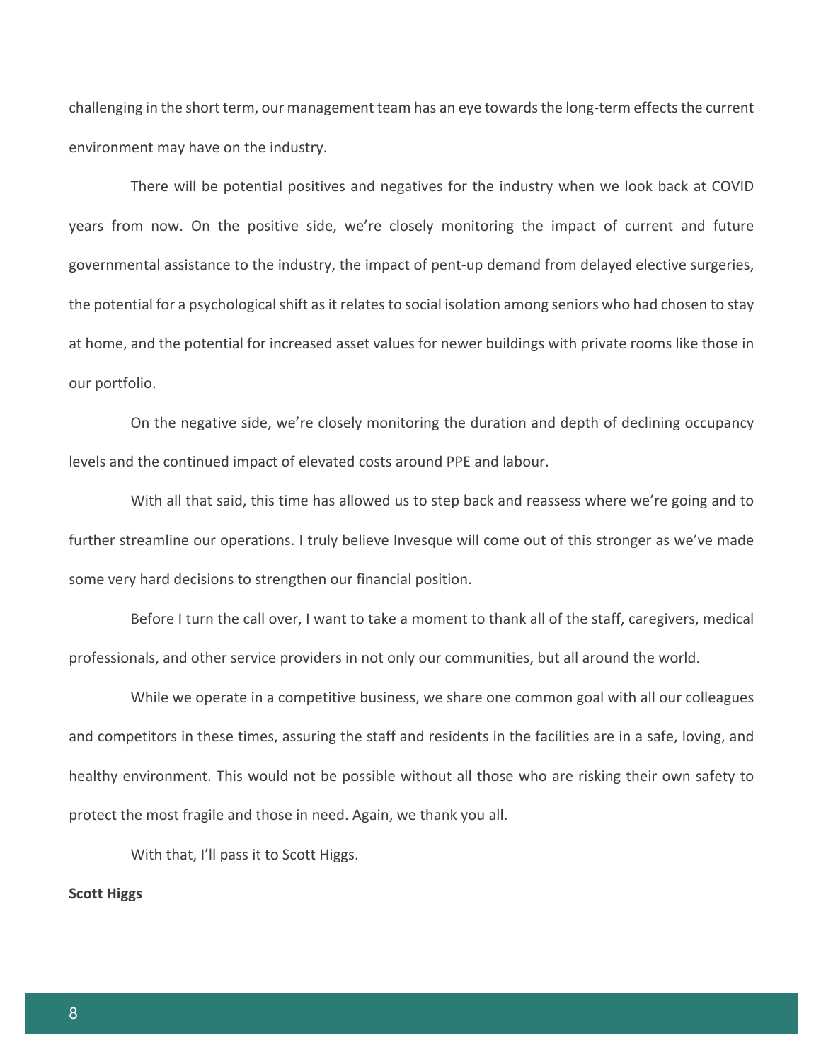challenging in the short term, our management team has an eye towards the long-term effects the current environment may have on the industry.

There will be potential positives and negatives for the industry when we look back at COVID years from now. On the positive side, we're closely monitoring the impact of current and future governmental assistance to the industry, the impact of pent-up demand from delayed elective surgeries, the potential for a psychological shift as it relates to social isolation among seniors who had chosen to stay at home, and the potential for increased asset values for newer buildings with private rooms like those in our portfolio.

On the negative side, we're closely monitoring the duration and depth of declining occupancy levels and the continued impact of elevated costs around PPE and labour.

With all that said, this time has allowed us to step back and reassess where we're going and to further streamline our operations. I truly believe Invesque will come out of this stronger as we've made some very hard decisions to strengthen our financial position.

Before I turn the call over, I want to take a moment to thank all of the staff, caregivers, medical professionals, and other service providers in not only our communities, but all around the world.

While we operate in a competitive business, we share one common goal with all our colleagues and competitors in these times, assuring the staff and residents in the facilities are in a safe, loving, and healthy environment. This would not be possible without all those who are risking their own safety to protect the most fragile and those in need. Again, we thank you all.

With that, I'll pass it to Scott Higgs.

**Scott Higgs**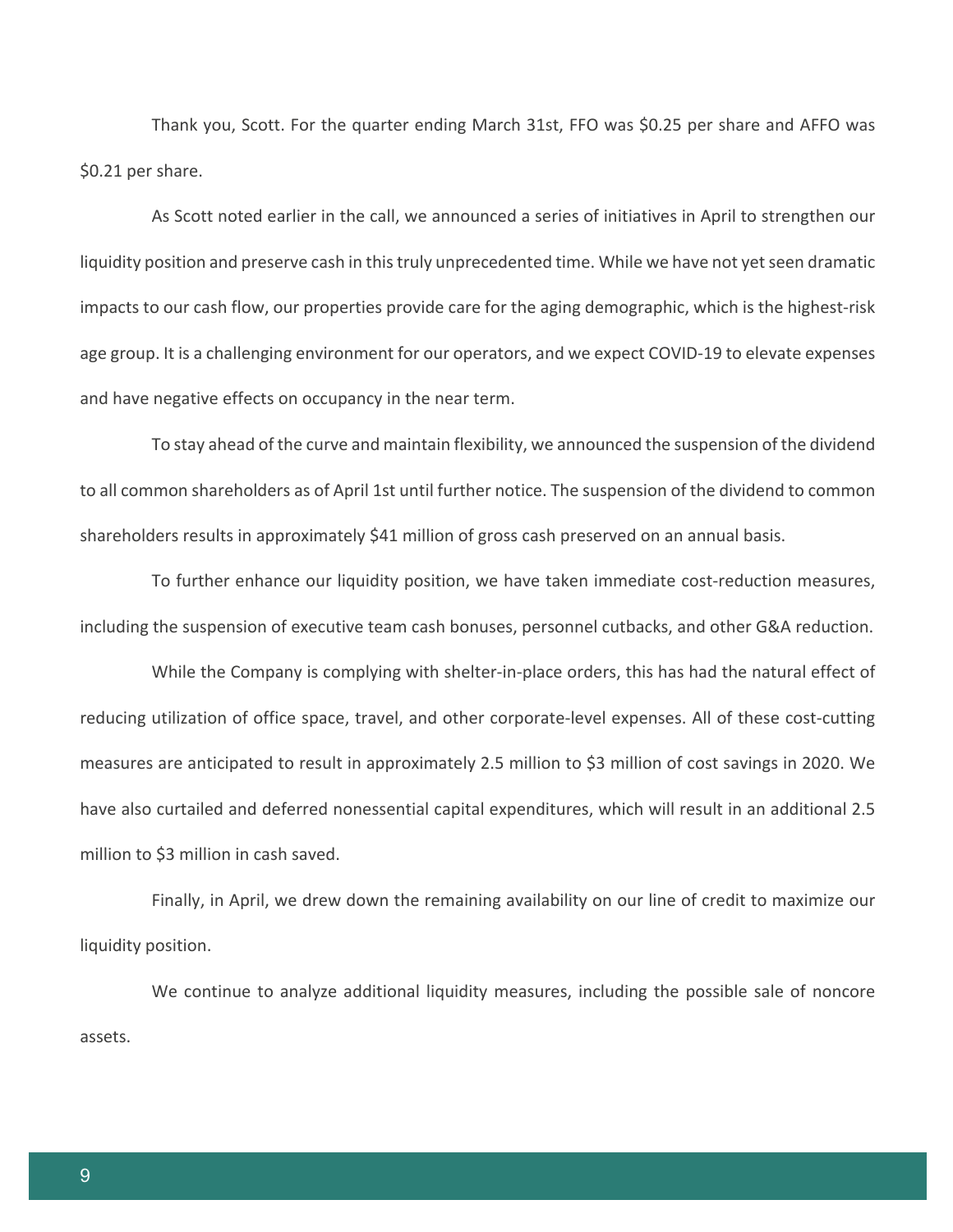Thank you, Scott. For the quarter ending March 31st, FFO was $0.25 per share and AFFO was $0.21 per share.

As Scott noted earlier in the call, we announced a series of initiatives in April to strengthen our liquidity position and preserve cash in this truly unprecedented time. While we have not yet seen dramatic impacts to our cash flow, our properties provide care for the aging demographic, which is the highest-risk age group. It is a challenging environment for our operators, and we expect COVID-19 to elevate expenses and have negative effects on occupancy in the near term.

To stay ahead of the curve and maintain flexibility, we announced the suspension of the dividend to all common shareholders as of April 1st until further notice. The suspension of the dividend to common shareholders results in approximately $41 million of gross cash preserved on an annual basis.

To further enhance our liquidity position, we have taken immediate cost-reduction measures, including the suspension of executive team cash bonuses, personnel cutbacks, and other G&A reduction.

While the Company is complying with shelter-in-place orders, this has had the natural effect of reducing utilization of office space, travel, and other corporate-level expenses. All of these cost-cutting measures are anticipated to result in approximately 2.5 million to $3 million of cost savings in 2020. We have also curtailed and deferred nonessential capital expenditures, which will result in an additional 2.5 million to $3 million in cash saved.

Finally, in April, we drew down the remaining availability on our line of credit to maximize our liquidity position.

We continue to analyze additional liquidity measures, including the possible sale of noncore assets.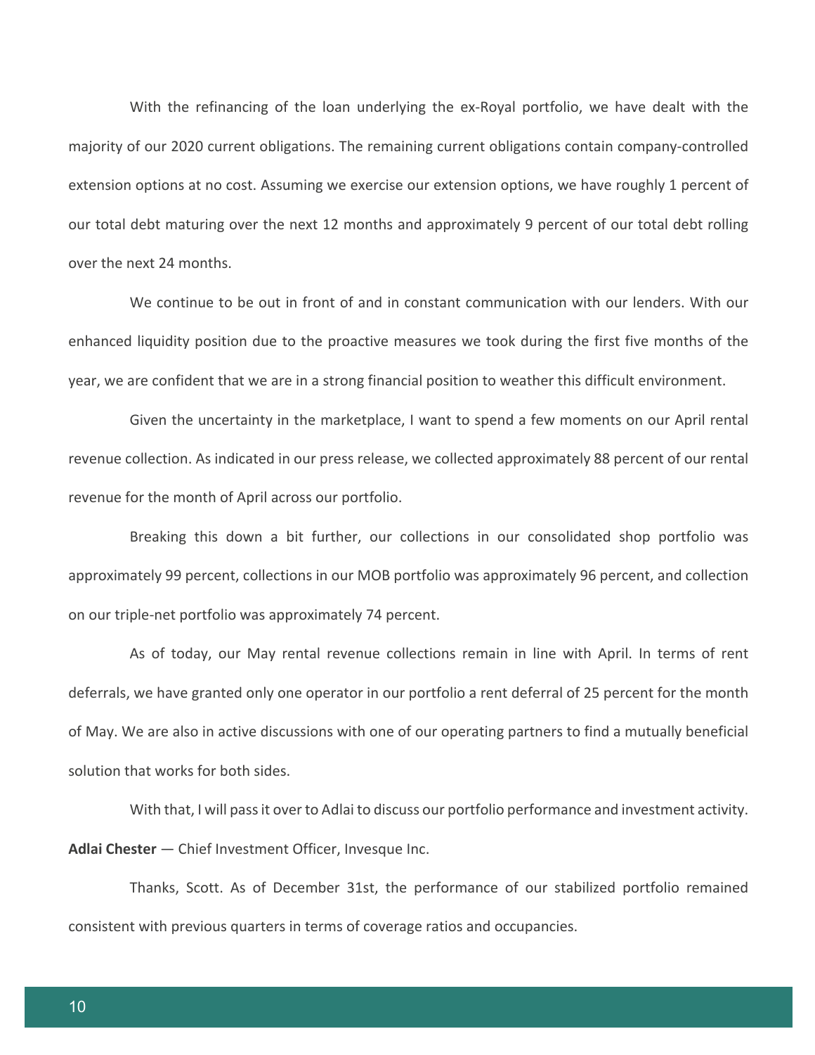With the refinancing of the loan underlying the ex-Royal portfolio, we have dealt with the majority of our 2020 current obligations. The remaining current obligations contain company-controlled extension options at no cost. Assuming we exercise our extension options, we have roughly 1 percent of our total debt maturing over the next 12 months and approximately 9 percent of our total debt rolling over the next 24 months.

We continue to be out in front of and in constant communication with our lenders. With our enhanced liquidity position due to the proactive measures we took during the first five months of the year, we are confident that we are in a strong financial position to weather this difficult environment.

Given the uncertainty in the marketplace, I want to spend a few moments on our April rental revenue collection. As indicated in our press release, we collected approximately 88 percent of our rental revenue for the month of April across our portfolio.

Breaking this down a bit further, our collections in our consolidated shop portfolio was approximately 99 percent, collections in our MOB portfolio was approximately 96 percent, and collection on our triple-net portfolio was approximately 74 percent.

As of today, our May rental revenue collections remain in line with April. In terms of rent deferrals, we have granted only one operator in our portfolio a rent deferral of 25 percent for the month of May. We are also in active discussions with one of our operating partners to find a mutually beneficial solution that works for both sides.

With that, I will pass it over to Adlai to discuss our portfolio performance and investment activity.

**Adlai Chester** — Chief Investment Officer, Invesque Inc.

Thanks, Scott. As of December 31st, the performance of our stabilized portfolio remained consistent with previous quarters in terms of coverage ratios and occupancies.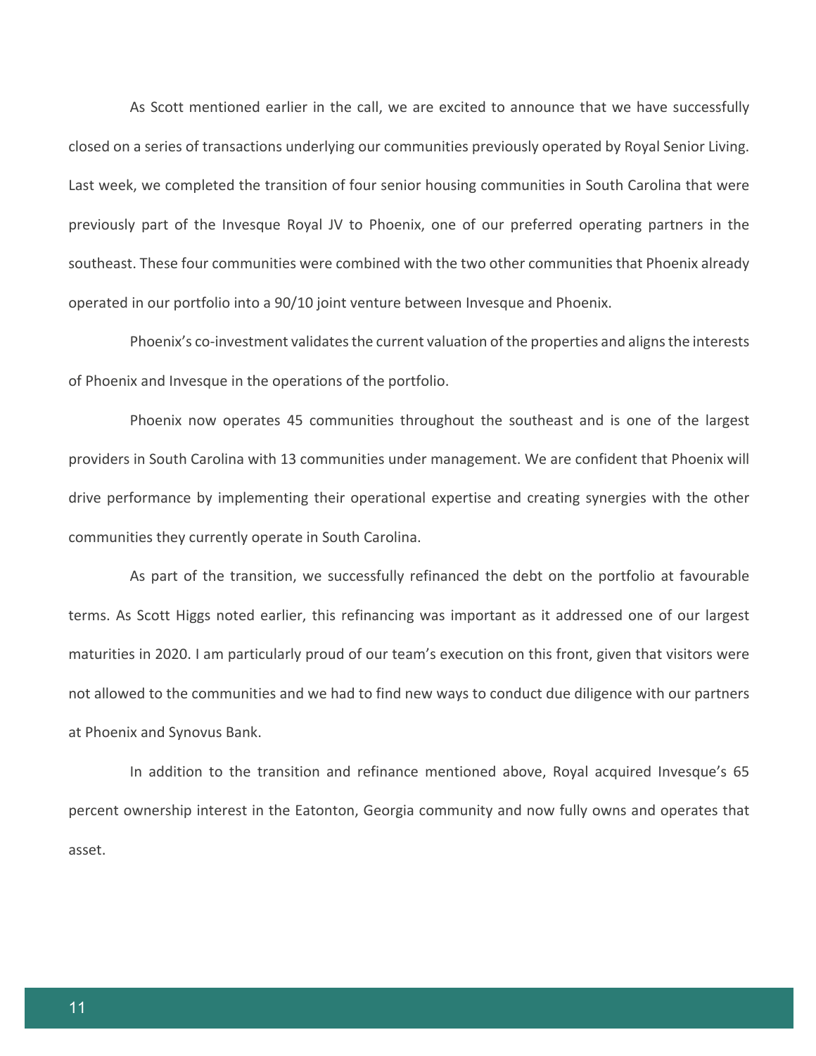As Scott mentioned earlier in the call, we are excited to announce that we have successfully closed on a series of transactions underlying our communities previously operated by Royal Senior Living. Last week, we completed the transition of four senior housing communities in South Carolina that were previously part of the Invesque Royal JV to Phoenix, one of our preferred operating partners in the southeast. These four communities were combined with the two other communities that Phoenix already operated in our portfolio into a 90/10 joint venture between Invesque and Phoenix.

Phoenix's co-investment validates the current valuation of the properties and aligns the interests of Phoenix and Invesque in the operations of the portfolio.

Phoenix now operates 45 communities throughout the southeast and is one of the largest providers in South Carolina with 13 communities under management. We are confident that Phoenix will drive performance by implementing their operational expertise and creating synergies with the other communities they currently operate in South Carolina.

As part of the transition, we successfully refinanced the debt on the portfolio at favourable terms. As Scott Higgs noted earlier, this refinancing was important as it addressed one of our largest maturities in 2020. I am particularly proud of our team's execution on this front, given that visitors were not allowed to the communities and we had to find new ways to conduct due diligence with our partners at Phoenix and Synovus Bank.

In addition to the transition and refinance mentioned above, Royal acquired Invesque's 65 percent ownership interest in the Eatonton, Georgia community and now fully owns and operates that asset.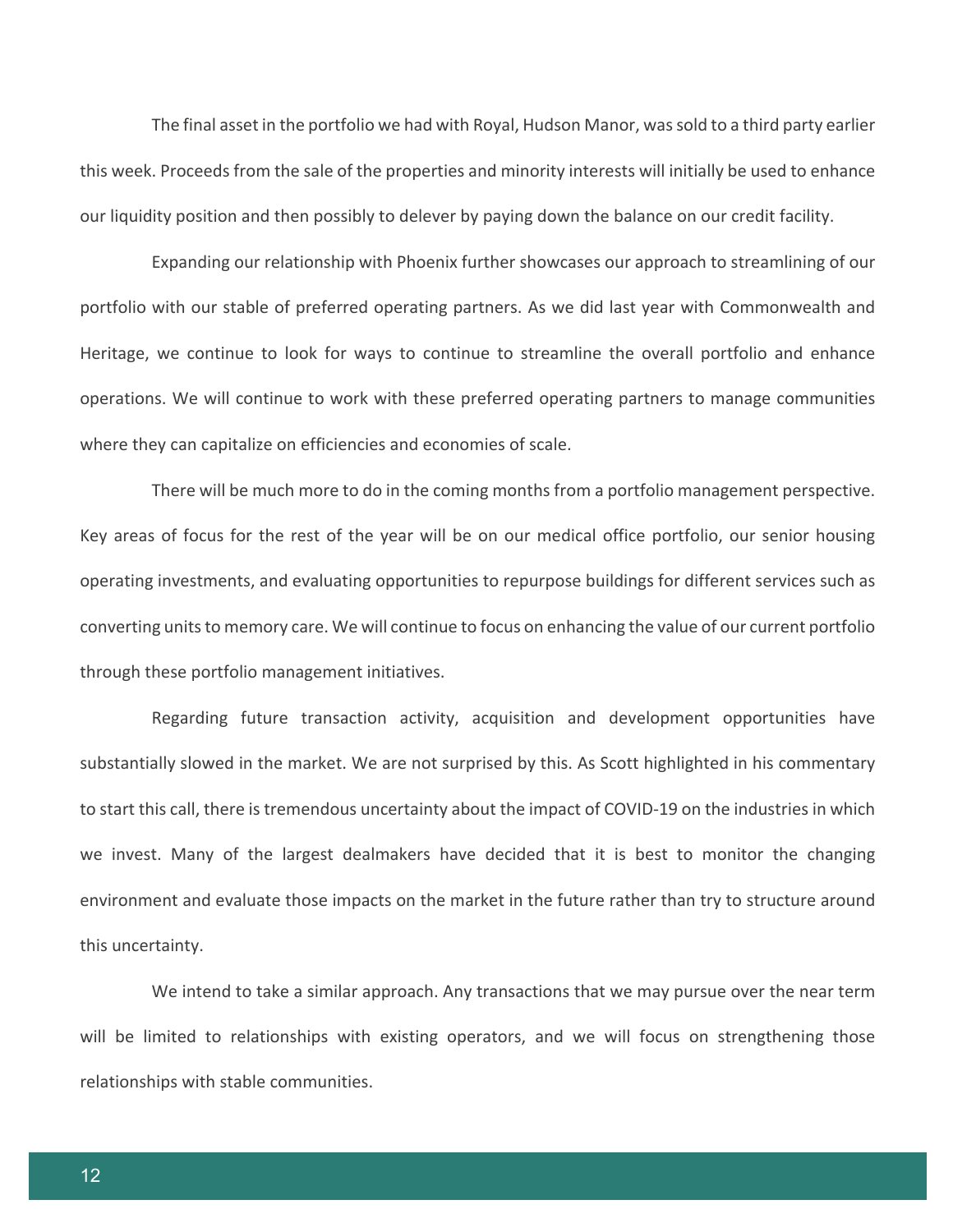The final asset in the portfolio we had with Royal, Hudson Manor, was sold to a third party earlier this week. Proceeds from the sale of the properties and minority interests will initially be used to enhance our liquidity position and then possibly to delever by paying down the balance on our credit facility.

Expanding our relationship with Phoenix further showcases our approach to streamlining of our portfolio with our stable of preferred operating partners. As we did last year with Commonwealth and Heritage, we continue to look for ways to continue to streamline the overall portfolio and enhance operations. We will continue to work with these preferred operating partners to manage communities where they can capitalize on efficiencies and economies of scale.

There will be much more to do in the coming months from a portfolio management perspective. Key areas of focus for the rest of the year will be on our medical office portfolio, our senior housing operating investments, and evaluating opportunities to repurpose buildings for different services such as converting units to memory care. We will continue to focus on enhancing the value of our current portfolio through these portfolio management initiatives.

Regarding future transaction activity, acquisition and development opportunities have substantially slowed in the market. We are not surprised by this. As Scott highlighted in his commentary to start this call, there is tremendous uncertainty about the impact of COVID-19 on the industries in which we invest. Many of the largest dealmakers have decided that it is best to monitor the changing environment and evaluate those impacts on the market in the future rather than try to structure around this uncertainty.

We intend to take a similar approach. Any transactions that we may pursue over the near term will be limited to relationships with existing operators, and we will focus on strengthening those relationships with stable communities.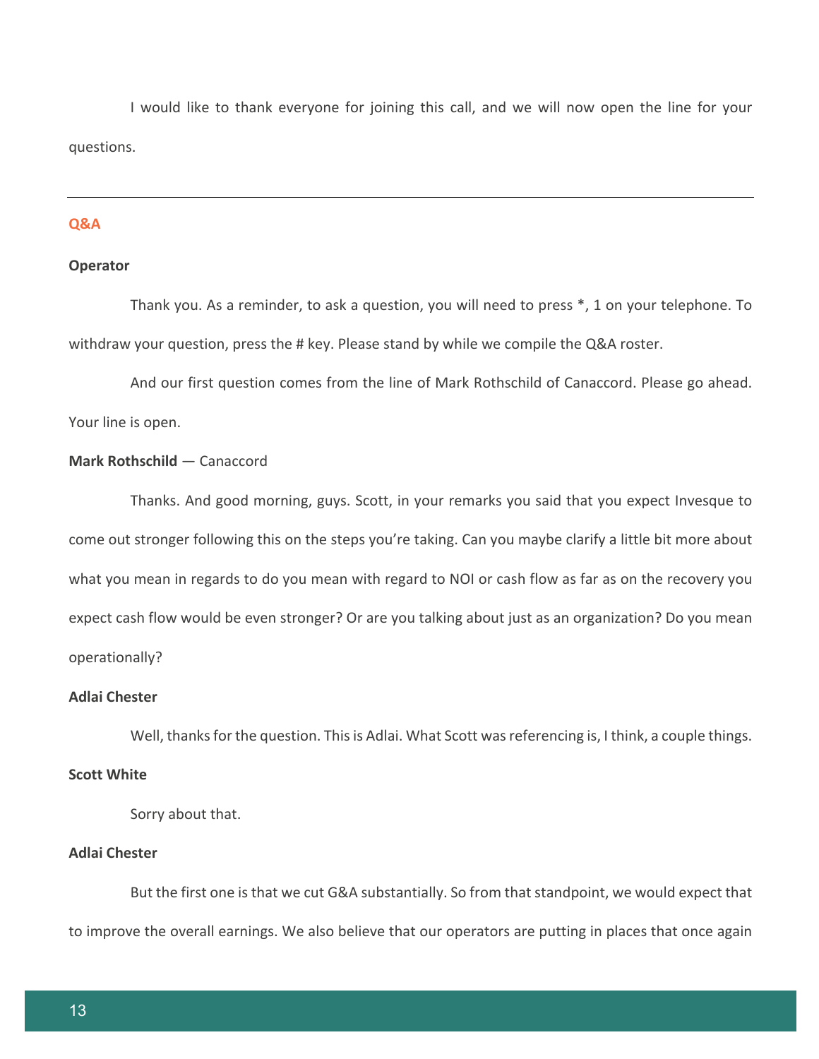I would like to thank everyone for joining this call, and we will now open the line for your questions.

---

## Q&A

**Operator**

Thank you. As a reminder, to ask a question, you will need to press *, 1 on your telephone. To withdraw your question, press the # key. Please stand by while we compile the Q&A roster.

And our first question comes from the line of Mark Rothschild of Canaccord. Please go ahead. Your line is open.

**Mark Rothschild** — Canaccord

Thanks. And good morning, guys. Scott, in your remarks you said that you expect Invesque to come out stronger following this on the steps you're taking. Can you maybe clarify a little bit more about what you mean in regards to do you mean with regard to NOI or cash flow as far as on the recovery you expect cash flow would be even stronger? Or are you talking about just as an organization? Do you mean operationally?

**Adlai Chester**

Well, thanks for the question. This is Adlai. What Scott was referencing is, I think, a couple things.

**Scott White**

Sorry about that.

**Adlai Chester**

But the first one is that we cut G&A substantially. So from that standpoint, we would expect that to improve the overall earnings. We also believe that our operators are putting in places that once again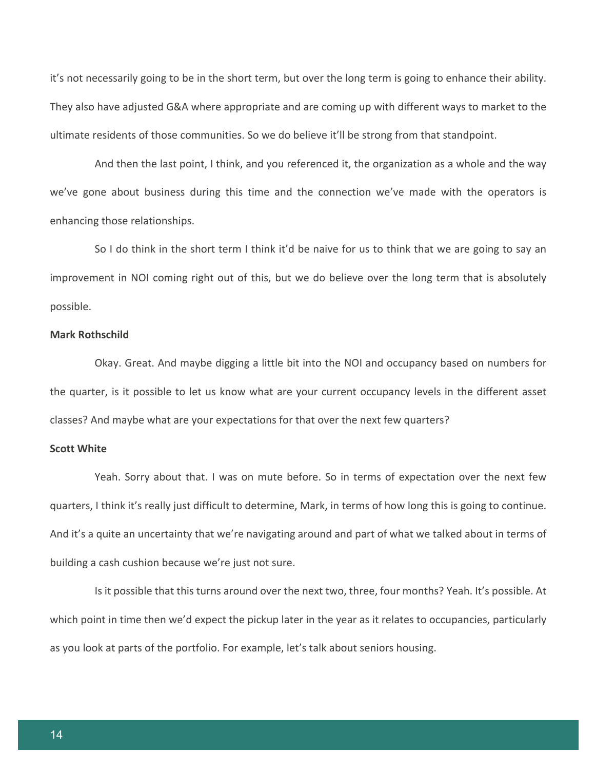it's not necessarily going to be in the short term, but over the long term is going to enhance their ability. They also have adjusted G&A where appropriate and are coming up with different ways to market to the ultimate residents of those communities. So we do believe it'll be strong from that standpoint.

And then the last point, I think, and you referenced it, the organization as a whole and the way we've gone about business during this time and the connection we've made with the operators is enhancing those relationships.

So I do think in the short term I think it'd be naive for us to think that we are going to say an improvement in NOI coming right out of this, but we do believe over the long term that is absolutely possible.

**Mark Rothschild**

Okay. Great. And maybe digging a little bit into the NOI and occupancy based on numbers for the quarter, is it possible to let us know what are your current occupancy levels in the different asset classes? And maybe what are your expectations for that over the next few quarters?

**Scott White**

Yeah. Sorry about that. I was on mute before. So in terms of expectation over the next few quarters, I think it's really just difficult to determine, Mark, in terms of how long this is going to continue. And it's a quite an uncertainty that we're navigating around and part of what we talked about in terms of building a cash cushion because we're just not sure.

Is it possible that this turns around over the next two, three, four months? Yeah. It's possible. At which point in time then we'd expect the pickup later in the year as it relates to occupancies, particularly as you look at parts of the portfolio. For example, let's talk about seniors housing.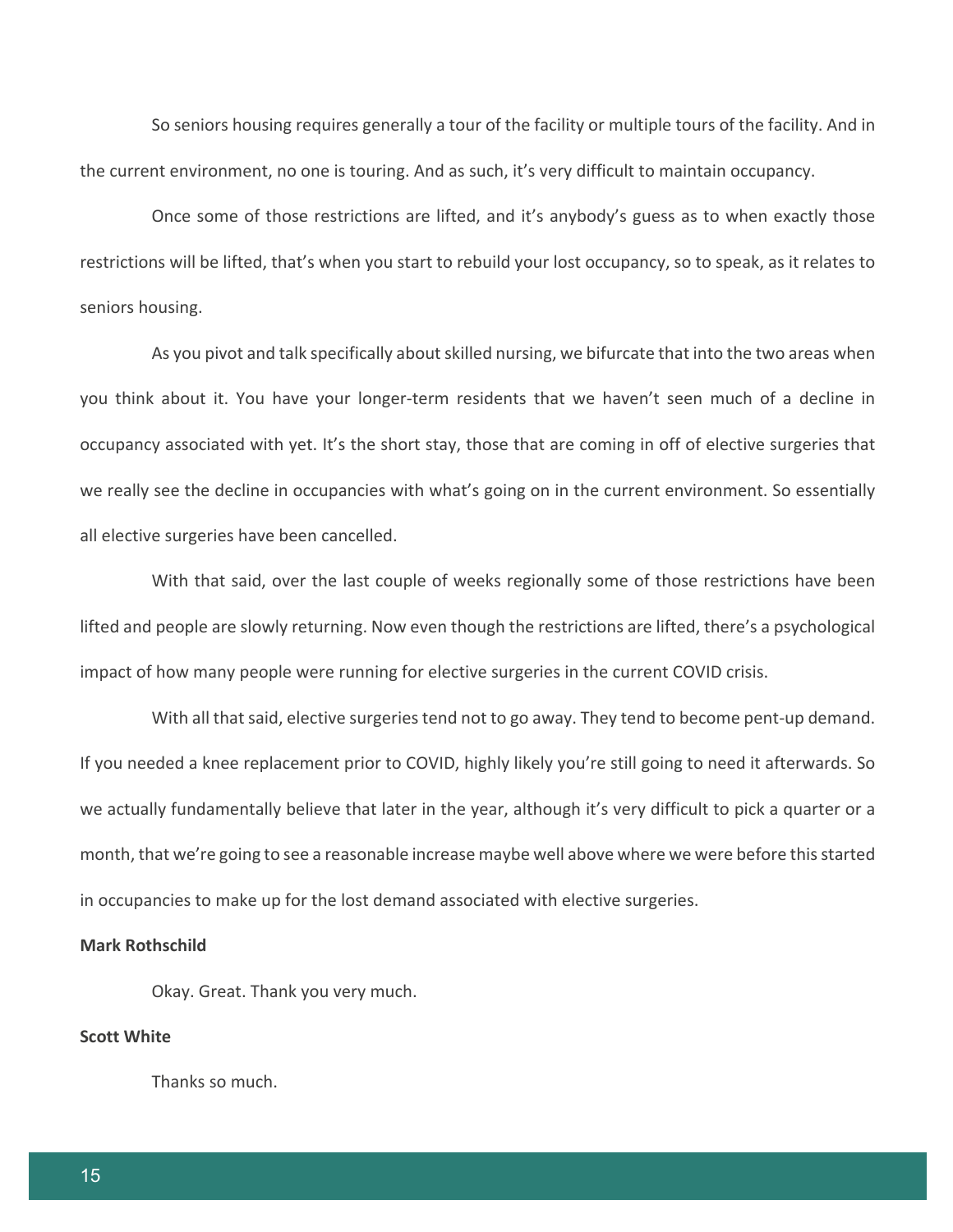So seniors housing requires generally a tour of the facility or multiple tours of the facility. And in the current environment, no one is touring. And as such, it's very difficult to maintain occupancy.

Once some of those restrictions are lifted, and it's anybody's guess as to when exactly those restrictions will be lifted, that's when you start to rebuild your lost occupancy, so to speak, as it relates to seniors housing.

As you pivot and talk specifically about skilled nursing, we bifurcate that into the two areas when you think about it. You have your longer-term residents that we haven't seen much of a decline in occupancy associated with yet. It's the short stay, those that are coming in off of elective surgeries that we really see the decline in occupancies with what's going on in the current environment. So essentially all elective surgeries have been cancelled.

With that said, over the last couple of weeks regionally some of those restrictions have been lifted and people are slowly returning. Now even though the restrictions are lifted, there's a psychological impact of how many people were running for elective surgeries in the current COVID crisis.

With all that said, elective surgeries tend not to go away. They tend to become pent-up demand. If you needed a knee replacement prior to COVID, highly likely you're still going to need it afterwards. So we actually fundamentally believe that later in the year, although it's very difficult to pick a quarter or a month, that we're going to see a reasonable increase maybe well above where we were before this started in occupancies to make up for the lost demand associated with elective surgeries.

**Mark Rothschild**

Okay. Great. Thank you very much.

**Scott White**

Thanks so much.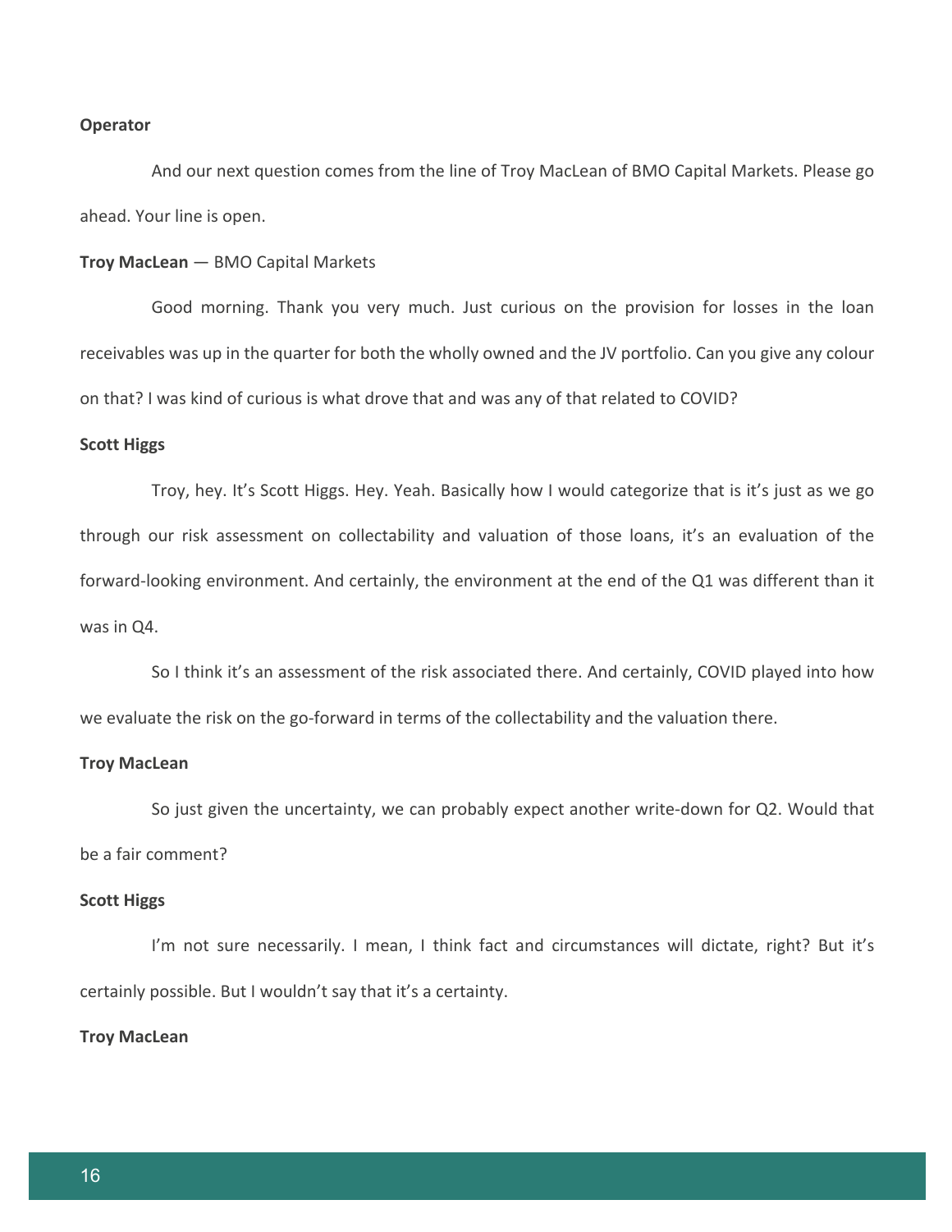**Operator**

And our next question comes from the line of Troy MacLean of BMO Capital Markets. Please go ahead. Your line is open.

**Troy MacLean** — BMO Capital Markets

Good morning. Thank you very much. Just curious on the provision for losses in the loan receivables was up in the quarter for both the wholly owned and the JV portfolio. Can you give any colour on that? I was kind of curious is what drove that and was any of that related to COVID?

**Scott Higgs**

Troy, hey. It's Scott Higgs. Hey. Yeah. Basically how I would categorize that is it's just as we go through our risk assessment on collectability and valuation of those loans, it's an evaluation of the forward-looking environment. And certainly, the environment at the end of the Q1 was different than it was in Q4.

So I think it's an assessment of the risk associated there. And certainly, COVID played into how we evaluate the risk on the go-forward in terms of the collectability and the valuation there.

**Troy MacLean**

So just given the uncertainty, we can probably expect another write-down for Q2. Would that be a fair comment?

**Scott Higgs**

I'm not sure necessarily. I mean, I think fact and circumstances will dictate, right? But it's certainly possible. But I wouldn't say that it's a certainty.

**Troy MacLean**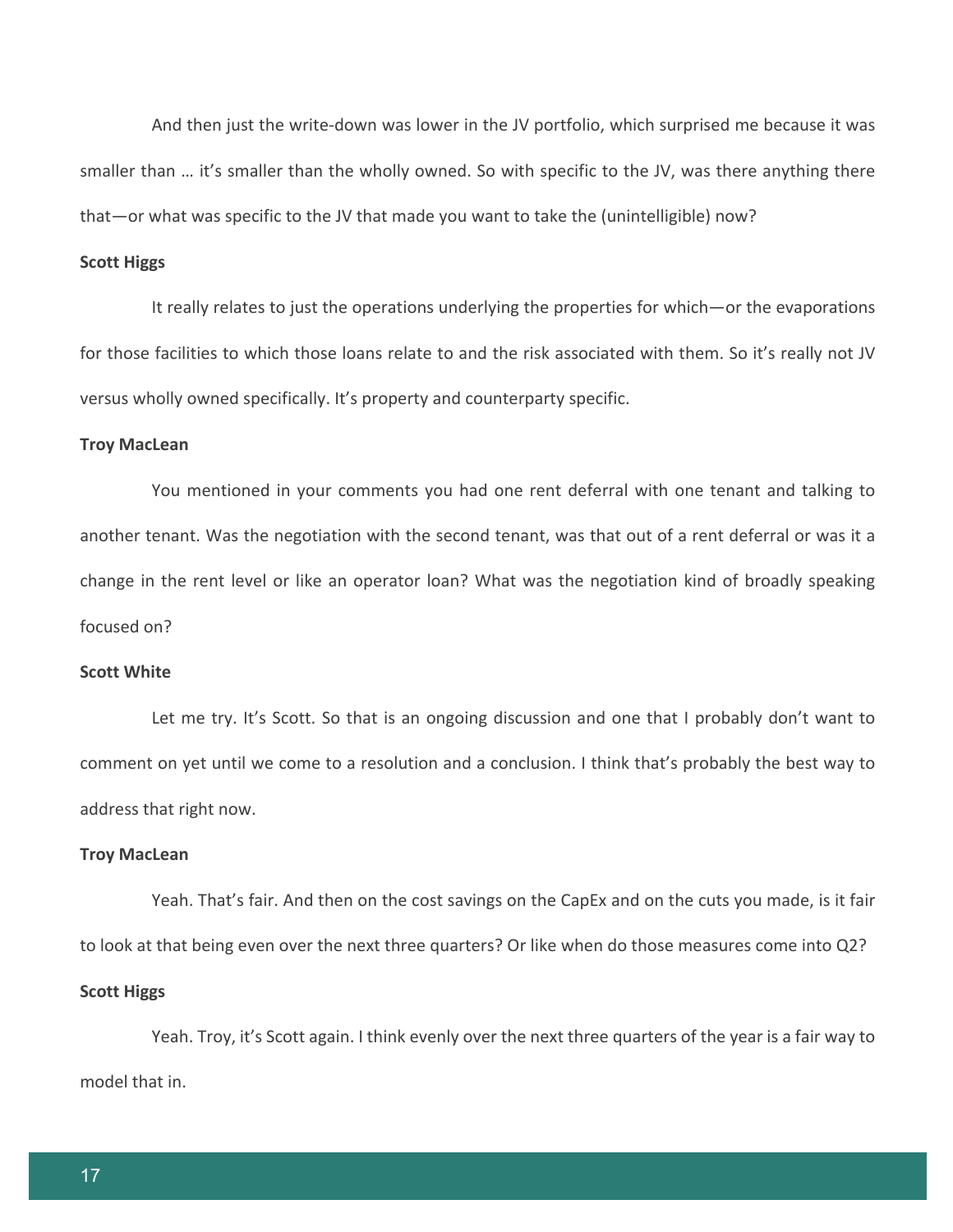And then just the write-down was lower in the JV portfolio, which surprised me because it was smaller than … it's smaller than the wholly owned. So with specific to the JV, was there anything there that—or what was specific to the JV that made you want to take the (unintelligible) now?

**Scott Higgs**

It really relates to just the operations underlying the properties for which—or the evaporations for those facilities to which those loans relate to and the risk associated with them. So it's really not JV versus wholly owned specifically. It's property and counterparty specific.

**Troy MacLean**

You mentioned in your comments you had one rent deferral with one tenant and talking to another tenant. Was the negotiation with the second tenant, was that out of a rent deferral or was it a change in the rent level or like an operator loan? What was the negotiation kind of broadly speaking focused on?

**Scott White**

Let me try. It's Scott. So that is an ongoing discussion and one that I probably don't want to comment on yet until we come to a resolution and a conclusion. I think that's probably the best way to address that right now.

**Troy MacLean**

Yeah. That's fair. And then on the cost savings on the CapEx and on the cuts you made, is it fair to look at that being even over the next three quarters? Or like when do those measures come into Q2?

**Scott Higgs**

Yeah. Troy, it's Scott again. I think evenly over the next three quarters of the year is a fair way to model that in.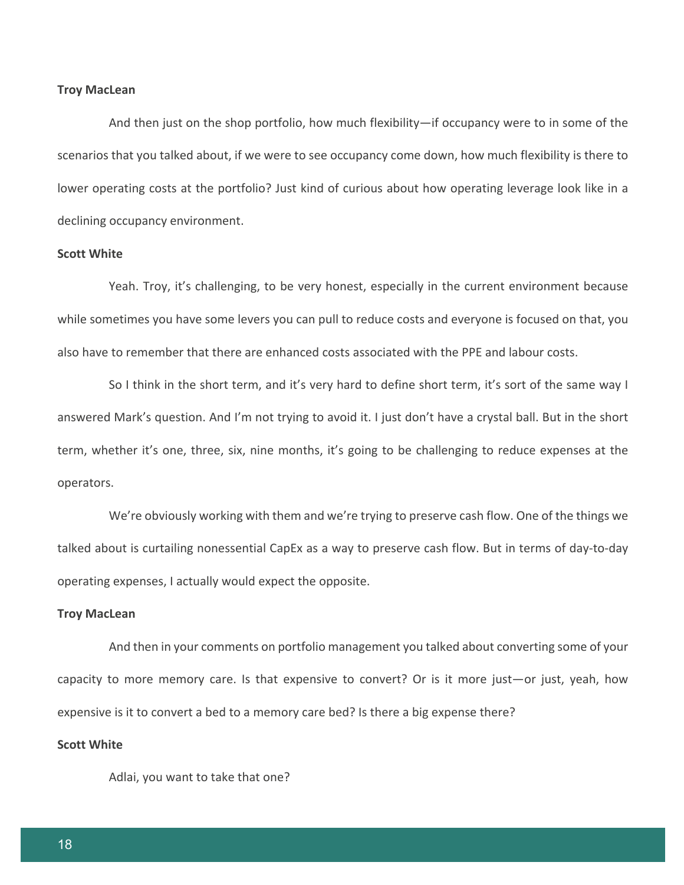**Troy MacLean**

And then just on the shop portfolio, how much flexibility—if occupancy were to in some of the scenarios that you talked about, if we were to see occupancy come down, how much flexibility is there to lower operating costs at the portfolio? Just kind of curious about how operating leverage look like in a declining occupancy environment.

**Scott White**

Yeah. Troy, it's challenging, to be very honest, especially in the current environment because while sometimes you have some levers you can pull to reduce costs and everyone is focused on that, you also have to remember that there are enhanced costs associated with the PPE and labour costs.

So I think in the short term, and it's very hard to define short term, it's sort of the same way I answered Mark's question. And I'm not trying to avoid it. I just don't have a crystal ball. But in the short term, whether it's one, three, six, nine months, it's going to be challenging to reduce expenses at the operators.

We're obviously working with them and we're trying to preserve cash flow. One of the things we talked about is curtailing nonessential CapEx as a way to preserve cash flow. But in terms of day-to-day operating expenses, I actually would expect the opposite.

**Troy MacLean**

And then in your comments on portfolio management you talked about converting some of your capacity to more memory care. Is that expensive to convert? Or is it more just—or just, yeah, how expensive is it to convert a bed to a memory care bed? Is there a big expense there?

**Scott White**

Adlai, you want to take that one?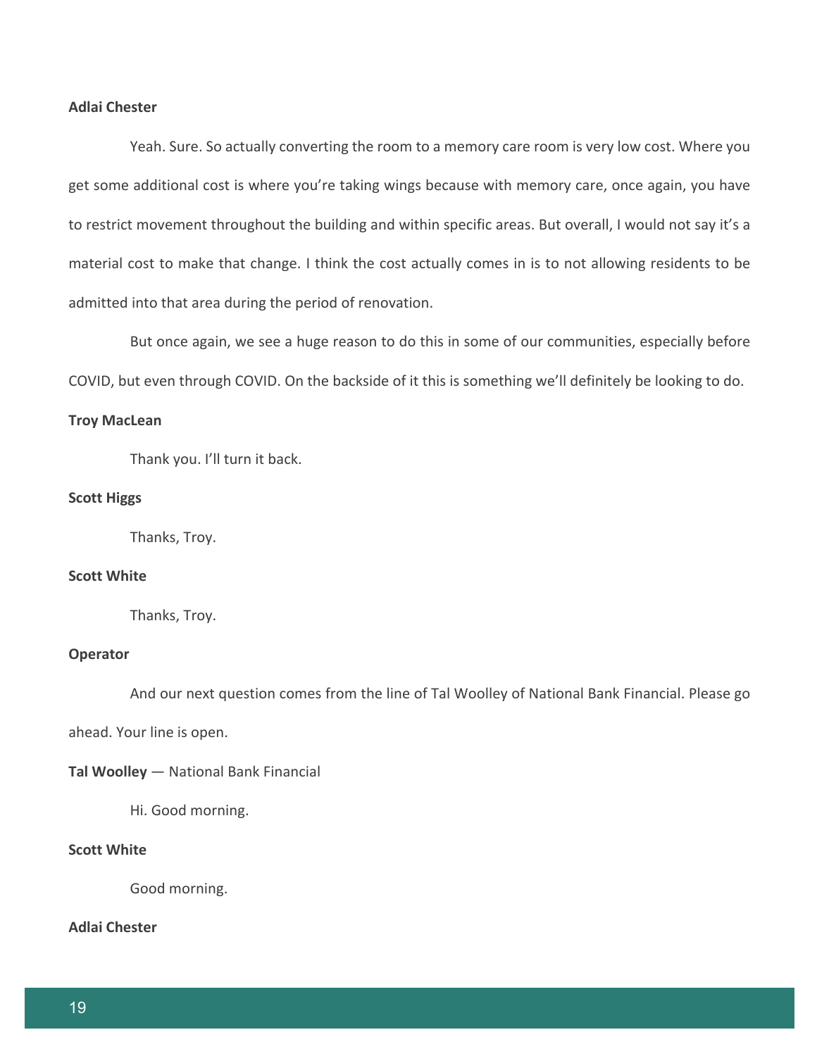**Adlai Chester**

Yeah. Sure. So actually converting the room to a memory care room is very low cost. Where you get some additional cost is where you're taking wings because with memory care, once again, you have to restrict movement throughout the building and within specific areas. But overall, I would not say it's a material cost to make that change. I think the cost actually comes in is to not allowing residents to be admitted into that area during the period of renovation.

But once again, we see a huge reason to do this in some of our communities, especially before COVID, but even through COVID. On the backside of it this is something we'll definitely be looking to do.

**Troy MacLean**

Thank you. I'll turn it back.

**Scott Higgs**

Thanks, Troy.

**Scott White**

Thanks, Troy.

**Operator**

And our next question comes from the line of Tal Woolley of National Bank Financial. Please go ahead. Your line is open.

**Tal Woolley** — National Bank Financial

Hi. Good morning.

**Scott White**

Good morning.

**Adlai Chester**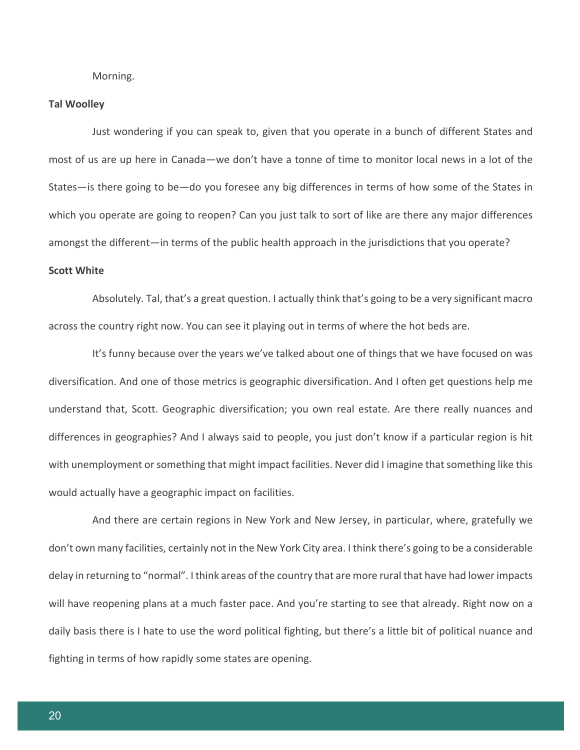Morning.

**Tal Woolley**

Just wondering if you can speak to, given that you operate in a bunch of different States and most of us are up here in Canada—we don't have a tonne of time to monitor local news in a lot of the States—is there going to be—do you foresee any big differences in terms of how some of the States in which you operate are going to reopen? Can you just talk to sort of like are there any major differences amongst the different—in terms of the public health approach in the jurisdictions that you operate?

**Scott White**

Absolutely. Tal, that's a great question. I actually think that's going to be a very significant macro across the country right now. You can see it playing out in terms of where the hot beds are.

It's funny because over the years we've talked about one of things that we have focused on was diversification. And one of those metrics is geographic diversification. And I often get questions help me understand that, Scott. Geographic diversification; you own real estate. Are there really nuances and differences in geographies? And I always said to people, you just don't know if a particular region is hit with unemployment or something that might impact facilities. Never did I imagine that something like this would actually have a geographic impact on facilities.

And there are certain regions in New York and New Jersey, in particular, where, gratefully we don't own many facilities, certainly not in the New York City area. I think there's going to be a considerable delay in returning to "normal". I think areas of the country that are more rural that have had lower impacts will have reopening plans at a much faster pace. And you're starting to see that already. Right now on a daily basis there is I hate to use the word political fighting, but there's a little bit of political nuance and fighting in terms of how rapidly some states are opening.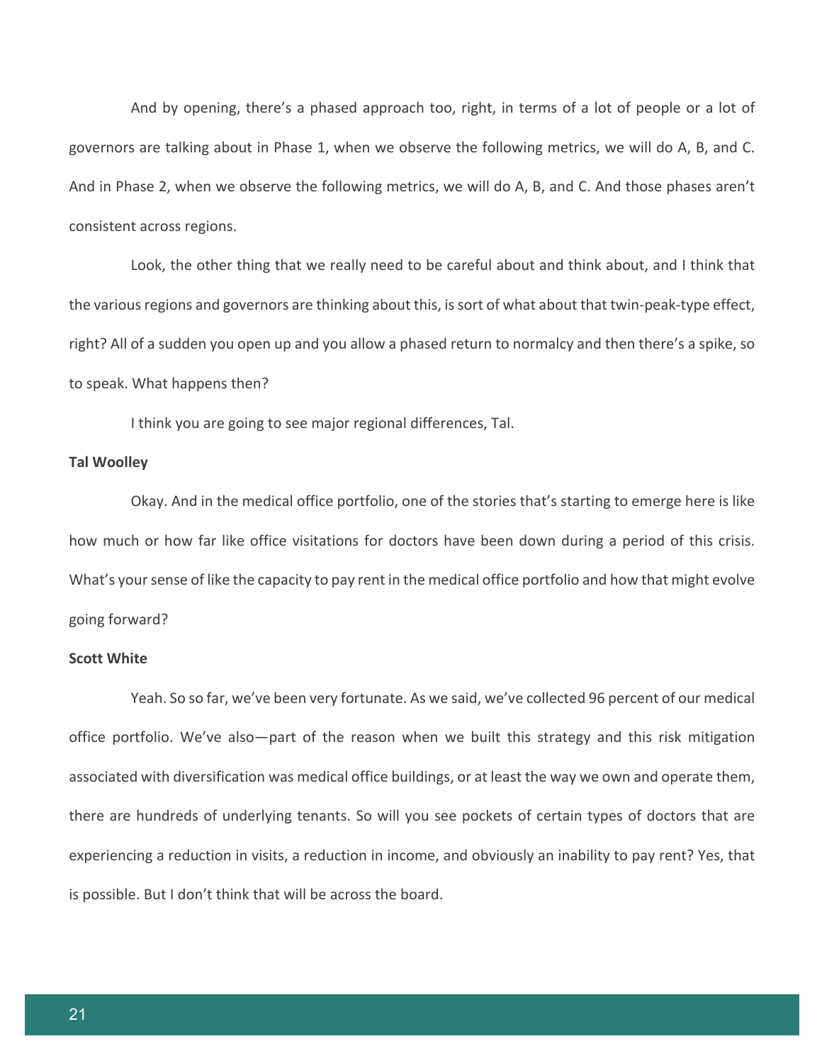And by opening, there's a phased approach too, right, in terms of a lot of people or a lot of governors are talking about in Phase 1, when we observe the following metrics, we will do A, B, and C. And in Phase 2, when we observe the following metrics, we will do A, B, and C. And those phases aren't consistent across regions.

Look, the other thing that we really need to be careful about and think about, and I think that the various regions and governors are thinking about this, is sort of what about that twin-peak-type effect, right? All of a sudden you open up and you allow a phased return to normalcy and then there's a spike, so to speak. What happens then?

I think you are going to see major regional differences, Tal.

**Tal Woolley**

Okay. And in the medical office portfolio, one of the stories that's starting to emerge here is like how much or how far like office visitations for doctors have been down during a period of this crisis. What's your sense of like the capacity to pay rent in the medical office portfolio and how that might evolve going forward?

**Scott White**

Yeah. So so far, we've been very fortunate. As we said, we've collected 96 percent of our medical office portfolio. We've also—part of the reason when we built this strategy and this risk mitigation associated with diversification was medical office buildings, or at least the way we own and operate them, there are hundreds of underlying tenants. So will you see pockets of certain types of doctors that are experiencing a reduction in visits, a reduction in income, and obviously an inability to pay rent? Yes, that is possible. But I don't think that will be across the board.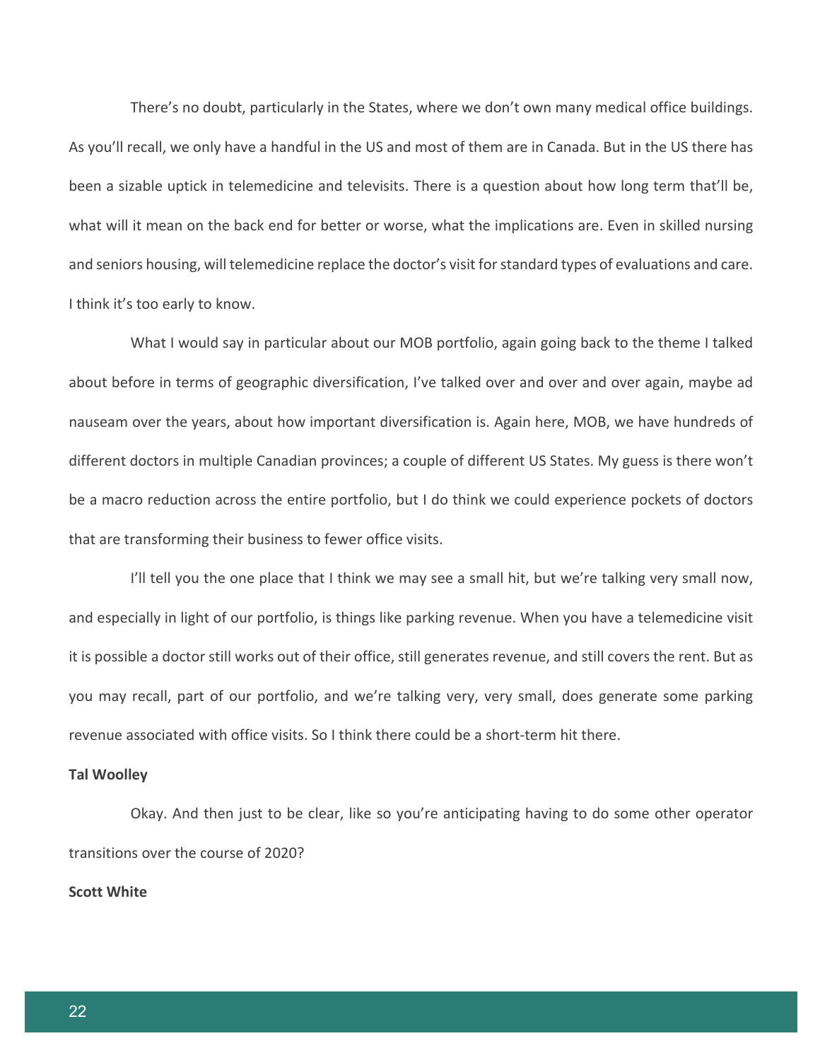There's no doubt, particularly in the States, where we don't own many medical office buildings. As you'll recall, we only have a handful in the US and most of them are in Canada. But in the US there has been a sizable uptick in telemedicine and televisits. There is a question about how long term that'll be, what will it mean on the back end for better or worse, what the implications are. Even in skilled nursing and seniors housing, will telemedicine replace the doctor's visit for standard types of evaluations and care. I think it's too early to know.

What I would say in particular about our MOB portfolio, again going back to the theme I talked about before in terms of geographic diversification, I've talked over and over and over again, maybe ad nauseam over the years, about how important diversification is. Again here, MOB, we have hundreds of different doctors in multiple Canadian provinces; a couple of different US States. My guess is there won't be a macro reduction across the entire portfolio, but I do think we could experience pockets of doctors that are transforming their business to fewer office visits.

I'll tell you the one place that I think we may see a small hit, but we're talking very small now, and especially in light of our portfolio, is things like parking revenue. When you have a telemedicine visit it is possible a doctor still works out of their office, still generates revenue, and still covers the rent. But as you may recall, part of our portfolio, and we're talking very, very small, does generate some parking revenue associated with office visits. So I think there could be a short-term hit there.

**Tal Woolley**

Okay. And then just to be clear, like so you're anticipating having to do some other operator transitions over the course of 2020?

**Scott White**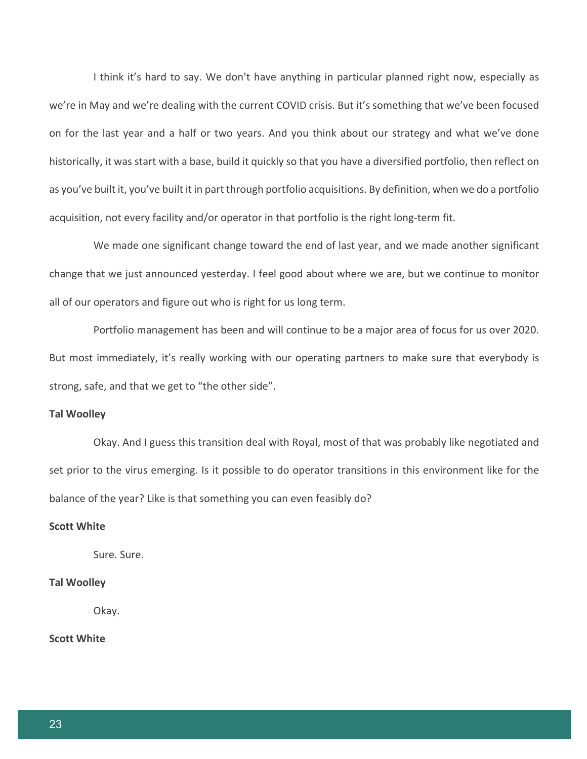I think it's hard to say. We don't have anything in particular planned right now, especially as we're in May and we're dealing with the current COVID crisis. But it's something that we've been focused on for the last year and a half or two years. And you think about our strategy and what we've done historically, it was start with a base, build it quickly so that you have a diversified portfolio, then reflect on as you've built it, you've built it in part through portfolio acquisitions. By definition, when we do a portfolio acquisition, not every facility and/or operator in that portfolio is the right long-term fit.

We made one significant change toward the end of last year, and we made another significant change that we just announced yesterday. I feel good about where we are, but we continue to monitor all of our operators and figure out who is right for us long term.

Portfolio management has been and will continue to be a major area of focus for us over 2020. But most immediately, it's really working with our operating partners to make sure that everybody is strong, safe, and that we get to "the other side".

**Tal Woolley**

Okay. And I guess this transition deal with Royal, most of that was probably like negotiated and set prior to the virus emerging. Is it possible to do operator transitions in this environment like for the balance of the year? Like is that something you can even feasibly do?

**Scott White**

Sure. Sure.

**Tal Woolley**

Okay.

**Scott White**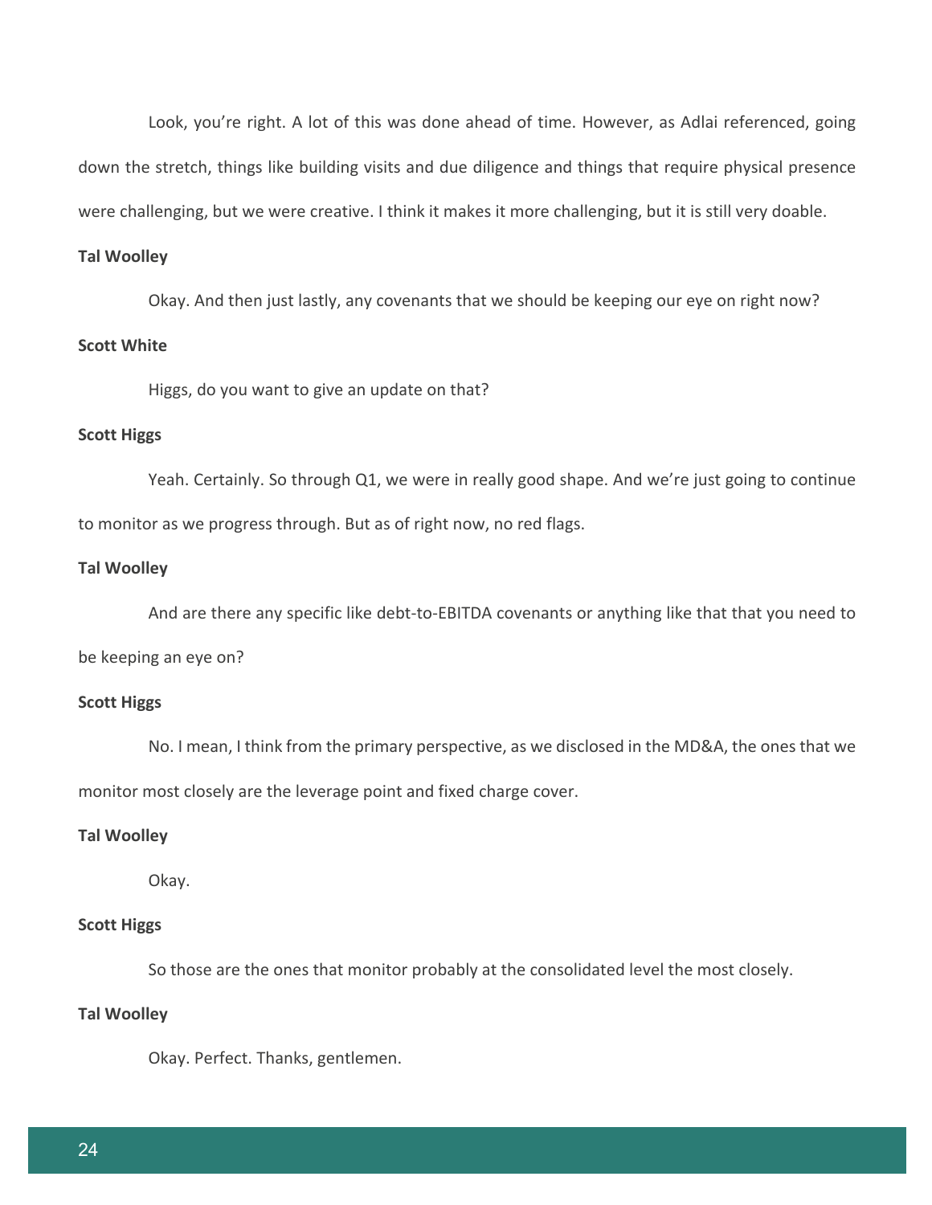Look, you're right. A lot of this was done ahead of time. However, as Adlai referenced, going down the stretch, things like building visits and due diligence and things that require physical presence were challenging, but we were creative. I think it makes it more challenging, but it is still very doable.

**Tal Woolley**

Okay. And then just lastly, any covenants that we should be keeping our eye on right now?

**Scott White**

Higgs, do you want to give an update on that?

**Scott Higgs**

Yeah. Certainly. So through Q1, we were in really good shape. And we're just going to continue to monitor as we progress through. But as of right now, no red flags.

**Tal Woolley**

And are there any specific like debt-to-EBITDA covenants or anything like that that you need to be keeping an eye on?

**Scott Higgs**

No. I mean, I think from the primary perspective, as we disclosed in the MD&A, the ones that we monitor most closely are the leverage point and fixed charge cover.

**Tal Woolley**

Okay.

**Scott Higgs**

So those are the ones that monitor probably at the consolidated level the most closely.

**Tal Woolley**

Okay. Perfect. Thanks, gentlemen.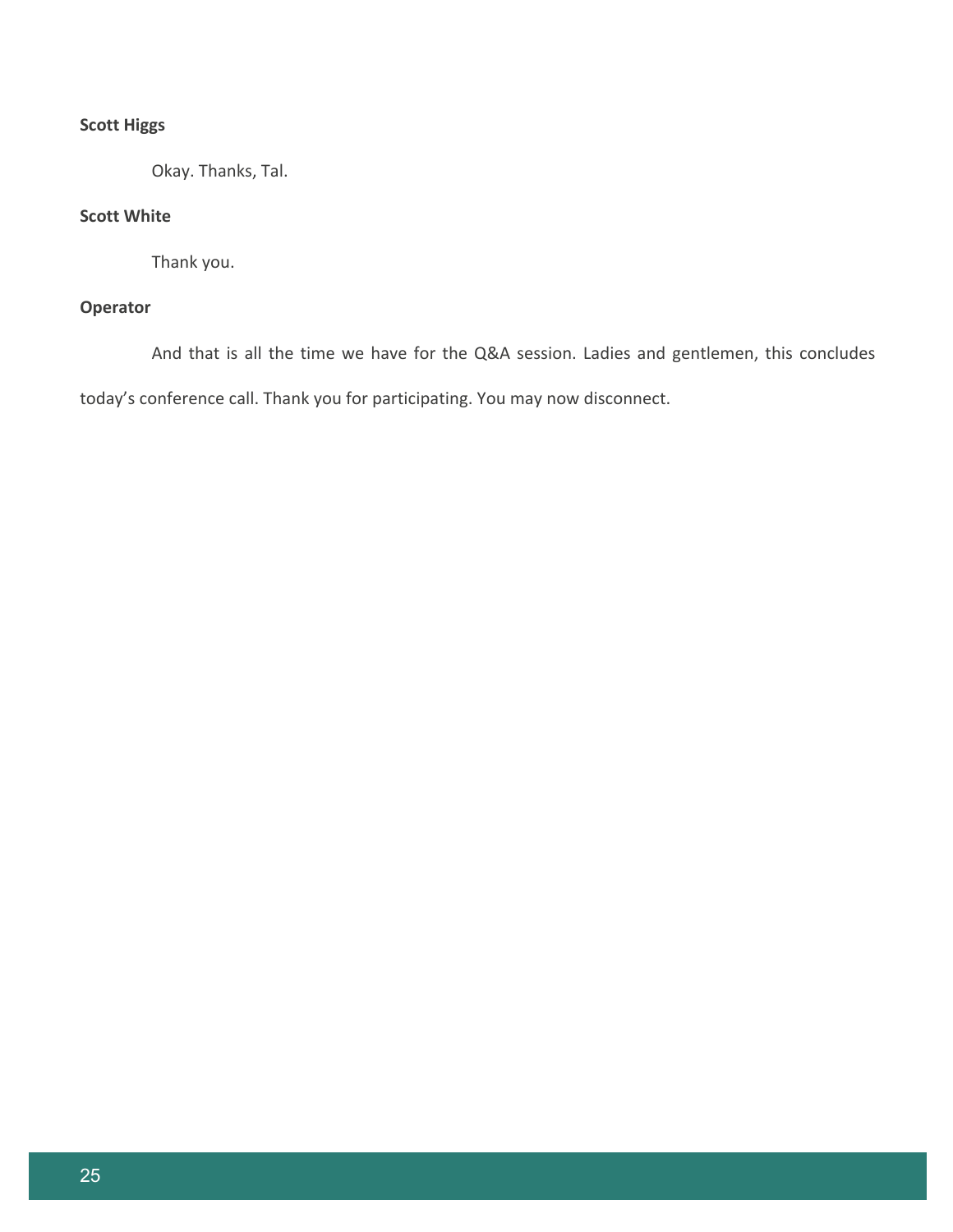**Scott Higgs**

Okay. Thanks, Tal.

**Scott White**

Thank you.

**Operator**

And that is all the time we have for the Q&A session. Ladies and gentlemen, this concludes today's conference call. Thank you for participating. You may now disconnect.